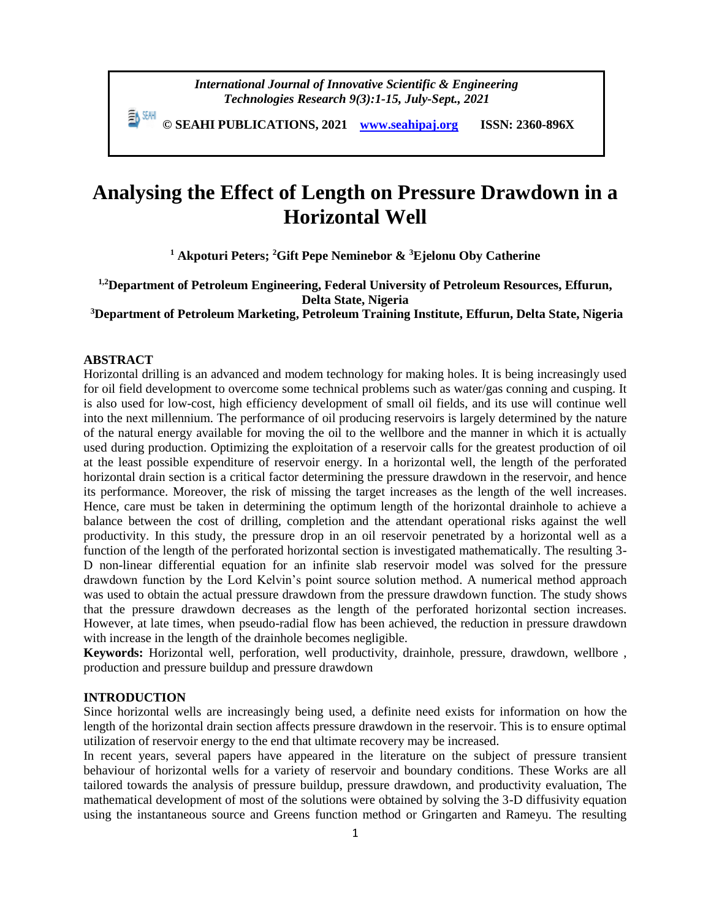# Analysing the Effect of Length on Pressure Drawdown in a Horizontal Well

**[1] Akpoturi Peters; [2]Gift Pepe Neminebor & [3]Ejelonu Oby Catherine**

**[1,2]Department of Petroleum Engineering, Federal University of Petroleum Resources, Effurun, Delta State, Nigeria**

**[3]Department of Petroleum Marketing, Petroleum Training Institute, Effurun, Delta State, Nigeria**

## ABSTRACT

Horizontal drilling is an advanced and modem technology for making holes. It is being increasingly used for oil field development to overcome some technical problems such as water/gas conning and cusping. It is also used for low-cost, high efficiency development of small oil fields, and its use will continue well into the next millennium. The performance of oil producing reservoirs is largely determined by the nature of the natural energy available for moving the oil to the wellbore and the manner in which it is actually used during production. Optimizing the exploitation of a reservoir calls for the greatest production of oil at the least possible expenditure of reservoir energy. In a horizontal well, the length of the perforated horizontal drain section is a critical factor determining the pressure drawdown in the reservoir, and hence its performance. Moreover, the risk of missing the target increases as the length of the well increases. Hence, care must be taken in determining the optimum length of the horizontal drainhole to achieve a balance between the cost of drilling, completion and the attendant operational risks against the well productivity. In this study, the pressure drop in an oil reservoir penetrated by a horizontal well as a function of the length of the perforated horizontal section is investigated mathematically. The resulting 3-D non-linear differential equation for an infinite slab reservoir model was solved for the pressure drawdown function by the Lord Kelvin's point source solution method. A numerical method approach was used to obtain the actual pressure drawdown from the pressure drawdown function. The study shows that the pressure drawdown decreases as the length of the perforated horizontal section increases. However, at late times, when pseudo-radial flow has been achieved, the reduction in pressure drawdown with increase in the length of the drainhole becomes negligible.

**Keywords:** Horizontal well, perforation, well productivity, drainhole, pressure, drawdown, wellbore , production and pressure buildup and pressure drawdown

## INTRODUCTION

Since horizontal wells are increasingly being used, a definite need exists for information on how the length of the horizontal drain section affects pressure drawdown in the reservoir. This is to ensure optimal utilization of reservoir energy to the end that ultimate recovery may be increased.

In recent years, several papers have appeared in the literature on the subject of pressure transient behaviour of horizontal wells for a variety of reservoir and boundary conditions. These Works are all tailored towards the analysis of pressure buildup, pressure drawdown, and productivity evaluation, The mathematical development of most of the solutions were obtained by solving the 3-D diffusivity equation using the instantaneous source and Greens function method or Gringarten and Rameyu. The resulting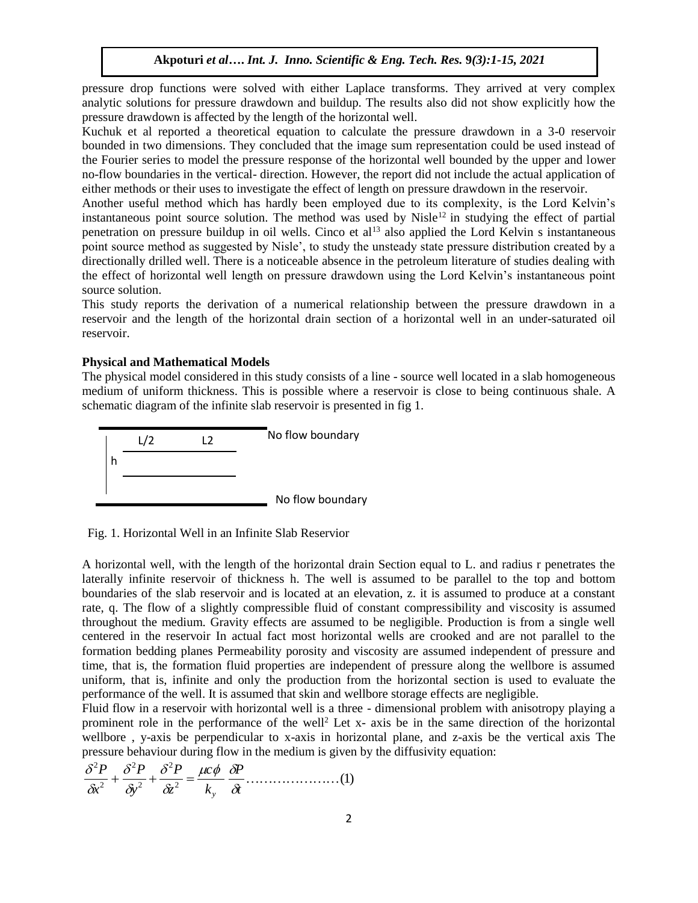pressure drop functions were solved with either Laplace transforms. They arrived at very complex analytic solutions for pressure drawdown and buildup. The results also did not show explicitly how the pressure drawdown is affected by the length of the horizontal well.

Kuchuk et al reported a theoretical equation to calculate the pressure drawdown in a 3-0 reservoir bounded in two dimensions. They concluded that the image sum representation could be used instead of the Fourier series to model the pressure response of the horizontal well bounded by the upper and lower no-flow boundaries in the vertical- direction. However, the report did not include the actual application of either methods or their uses to investigate the effect of length on pressure drawdown in the reservoir.

Another useful method which has hardly been employed due to its complexity, is the Lord Kelvin's instantaneous point source solution. The method was used by Nisle[12] in studying the effect of partial penetration on pressure buildup in oil wells. Cinco et al[13] also applied the Lord Kelvin s instantaneous point source method as suggested by Nisle', to study the unsteady state pressure distribution created by a directionally drilled well. There is a noticeable absence in the petroleum literature of studies dealing with the effect of horizontal well length on pressure drawdown using the Lord Kelvin's instantaneous point source solution.

This study reports the derivation of a numerical relationship between the pressure drawdown in a reservoir and the length of the horizontal drain section of a horizontal well in an under-saturated oil reservoir.

**Physical and Mathematical Models**

The physical model considered in this study consists of a line - source well located in a slab homogeneous medium of uniform thickness. This is possible where a reservoir is close to being continuous shale. A schematic diagram of the infinite slab reservoir is presented in fig 1.

L/2 L2 No flow boundary

h

No flow boundary

Fig. 1. Horizontal Well in an Infinite Slab Reservior

A horizontal well, with the length of the horizontal drain Section equal to L. and radius r penetrates the laterally infinite reservoir of thickness h. The well is assumed to be parallel to the top and bottom boundaries of the slab reservoir and is located at an elevation, z. it is assumed to produce at a constant rate, q. The flow of a slightly compressible fluid of constant compressibility and viscosity is assumed throughout the medium. Gravity effects are assumed to be negligible. Production is from a single well centered in the reservoir In actual fact most horizontal wells are crooked and are not parallel to the formation bedding planes Permeability porosity and viscosity are assumed independent of pressure and time, that is, the formation fluid properties are independent of pressure along the wellbore is assumed uniform, that is, infinite and only the production from the horizontal section is used to evaluate the performance of the well. It is assumed that skin and wellbore storage effects are negligible.

Fluid flow in a reservoir with horizontal well is a three - dimensional problem with anisotropy playing a prominent role in the performance of the well[2] Let x- axis be in the same direction of the horizontal wellbore , y-axis be perpendicular to x-axis in horizontal plane, and z-axis be the vertical axis The pressure behaviour during flow in the medium is given by the diffusivity equation:

$$\frac{\delta^2 P}{\delta x^2} + \frac{\delta^2 P}{\delta y^2} + \frac{\delta^2 P}{\delta z^2} = \frac{\mu c \phi}{k_y} \frac{\delta P}{\delta t} \quad \ldots\ldots\ldots\ldots\ldots\ldots\ldots(1)$$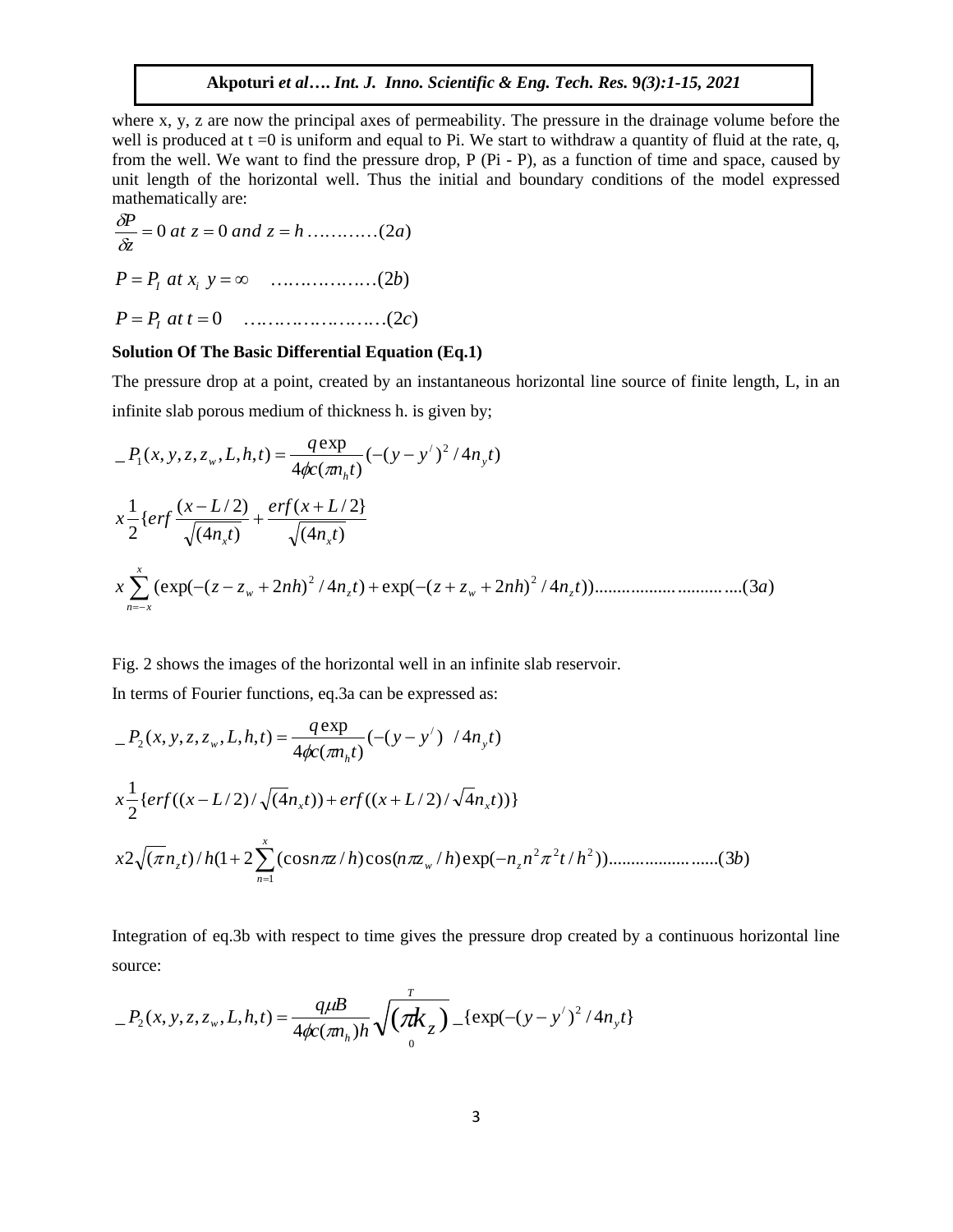where x, y, z are now the principal axes of permeability. The pressure in the drainage volume before the well is produced at t =0 is uniform and equal to Pi. We start to withdraw a quantity of fluid at the rate, q, from the well. We want to find the pressure drop, P (Pi - P), as a function of time and space, caused by unit length of the horizontal well. Thus the initial and boundary conditions of the model expressed mathematically are:

$$\frac{\delta P}{\delta z} = 0 \; at \; z = 0 \; and \; z = h \; \ldots\ldots\ldots\ldots(2a)$$

$$P = P_I \; at \; x_i \; y = \infty \quad \ldots\ldots\ldots\ldots\ldots\ldots(2b)$$

$$P = P_I \; at \; t = 0 \quad \ldots\ldots\ldots\ldots\ldots\ldots\ldots\ldots(2c)$$

**Solution Of The Basic Differential Equation (Eq.1)**

The pressure drop at a point, created by an instantaneous horizontal line source of finite length, L, in an infinite slab porous medium of thickness h. is given by;

$$\_P_1(x, y, z, z_w, L, h, t) = \frac{q \exp}{4\phi c(\pi n_h t)}(-(y - y^{/})^2 / 4n_y t)$$

$$x \frac{1}{2}\{erf \frac{(x - L/2)}{\sqrt{(4n_x t)}} + \frac{erf(x + L/2\}}{\sqrt{(4n_x t)}}$$

$$x \sum_{n=-x}^{x} (\exp(-(z - z_w + 2nh)^2 / 4n_z t) + \exp(-(z + z_w + 2nh)^2 / 4n_z t)) \ldots\ldots\ldots\ldots\ldots\ldots\ldots\ldots\ldots(3a)$$

Fig. 2 shows the images of the horizontal well in an infinite slab reservoir.

In terms of Fourier functions, eq.3a can be expressed as:

$$\_P_2(x, y, z, z_w, L, h, t) = \frac{q \exp}{4\phi c(\pi n_h t)}(-(y - y^{/}) \;\; / 4n_y t)$$

$$x \frac{1}{2}\{erf((x - L/2) / \sqrt{(4}n_x t)) + erf((x + L/2) / \sqrt{4}n_x t))\}$$

$$x 2\sqrt{(\pi n_z t)} / h(1 + 2\sum_{n=1}^{x} (\cos n\pi z / h)\cos(n\pi z_w / h)\exp(-n_z n^2 \pi^2 t / h^2)) \ldots\ldots\ldots\ldots\ldots\ldots\ldots(3b)$$

Integration of eq.3b with respect to time gives the pressure drop created by a continuous horizontal line source:

$$\_P_2(x, y, z, z_w, L, h, t) = \frac{q\mu B}{4\phi c(\pi n_h)h} \sqrt{(\pi k_z)}_{0}^{T} \_\{\exp(-(y - y^{/})^2 / 4n_y t\}$$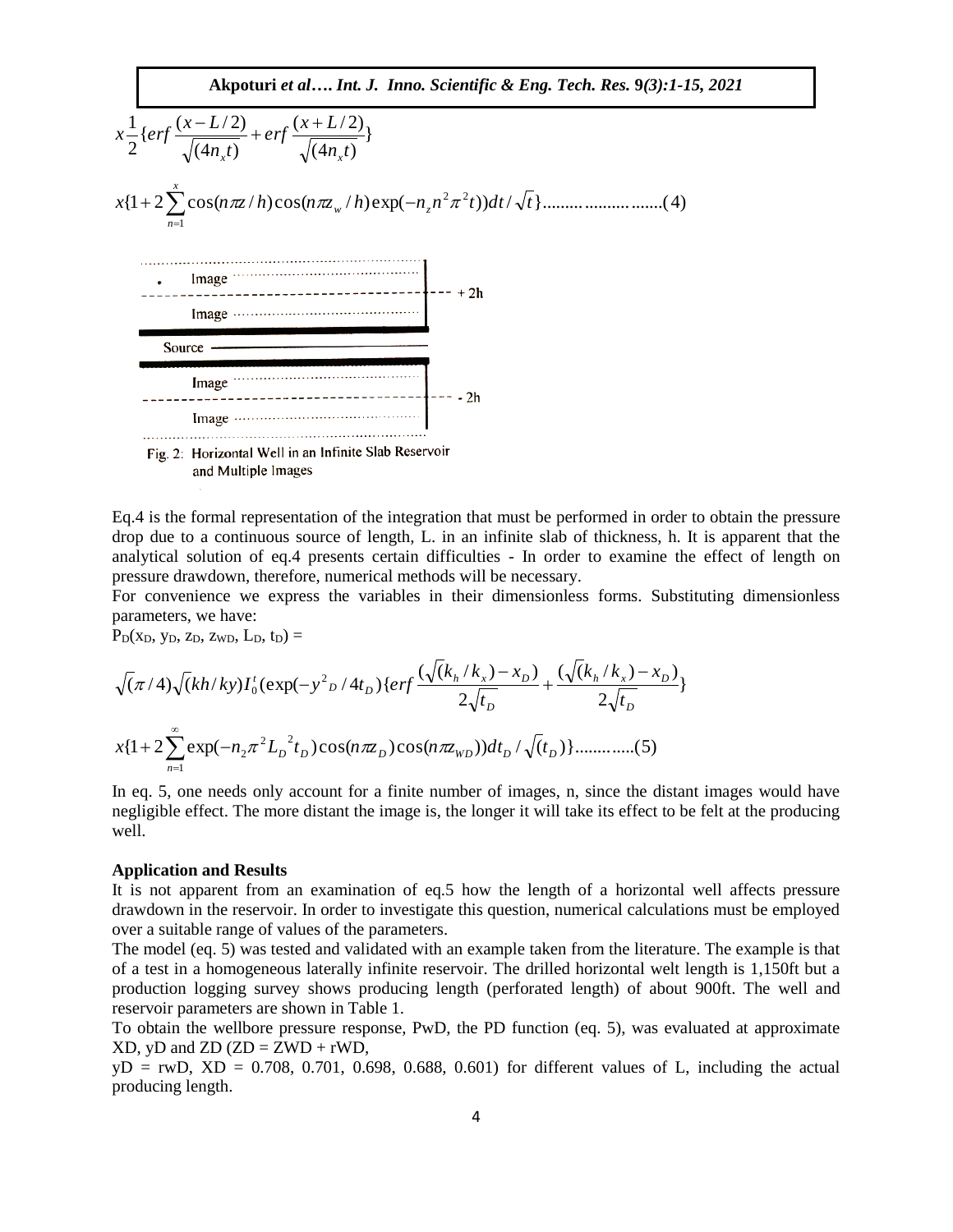$$x\frac{1}{2}\{erf\frac{(x-L/2)}{\sqrt{(4n_x t)}}+erf\frac{(x+L/2)}{\sqrt{(4n_x t)}}\}$$

$$x\{1+2\sum_{n=1}^{x}\cos(n\pi z/h)\cos(n\pi z_w/h)\exp(-n_z n^2\pi^2 t))dt/\sqrt{t}\}......................(4)$$

Fig. 2: Horizontal Well in an Infinite Slab Reservoir and Multiple Images

Eq.4 is the formal representation of the integration that must be performed in order to obtain the pressure drop due to a continuous source of length, L. in an infinite slab of thickness, h. It is apparent that the analytical solution of eq.4 presents certain difficulties - In order to examine the effect of length on pressure drawdown, therefore, numerical methods will be necessary.

For convenience we express the variables in their dimensionless forms. Substituting dimensionless parameters, we have:

$P_D(x_D, y_D, z_D, z_{WD}, L_D, t_D) =$

$$\sqrt{(\pi/4)}\sqrt{(kh/ky)}I_0^t(\exp(-y^2{}_D/4t_D)\{erf\frac{(\sqrt{(}k_h/k_x)-x_D)}{2\sqrt{t_D}}+\frac{(\sqrt{(}k_h/k_x)-x_D)}{2\sqrt{t_D}}\}$$

$$x\{1+2\sum_{n=1}^{\infty}\exp(-n_2\pi^2 L_D{}^2 t_D)\cos(n\pi z_D)\cos(n\pi z_{WD}))dt_D/\sqrt{(}t_D)\}............(5)$$

In eq. 5, one needs only account for a finite number of images, n, since the distant images would have negligible effect. The more distant the image is, the longer it will take its effect to be felt at the producing well.

**Application and Results**

It is not apparent from an examination of eq.5 how the length of a horizontal well affects pressure drawdown in the reservoir. In order to investigate this question, numerical calculations must be employed over a suitable range of values of the parameters.

The model (eq. 5) was tested and validated with an example taken from the literature. The example is that of a test in a homogeneous laterally infinite reservoir. The drilled horizontal welt length is 1,150ft but a production logging survey shows producing length (perforated length) of about 900ft. The well and reservoir parameters are shown in Table 1.

To obtain the wellbore pressure response, PwD, the PD function (eq. 5), was evaluated at approximate XD, yD and ZD (ZD = ZWD + rWD,

yD = rwD, XD = 0.708, 0.701, 0.698, 0.688, 0.601) for different values of L, including the actual producing length.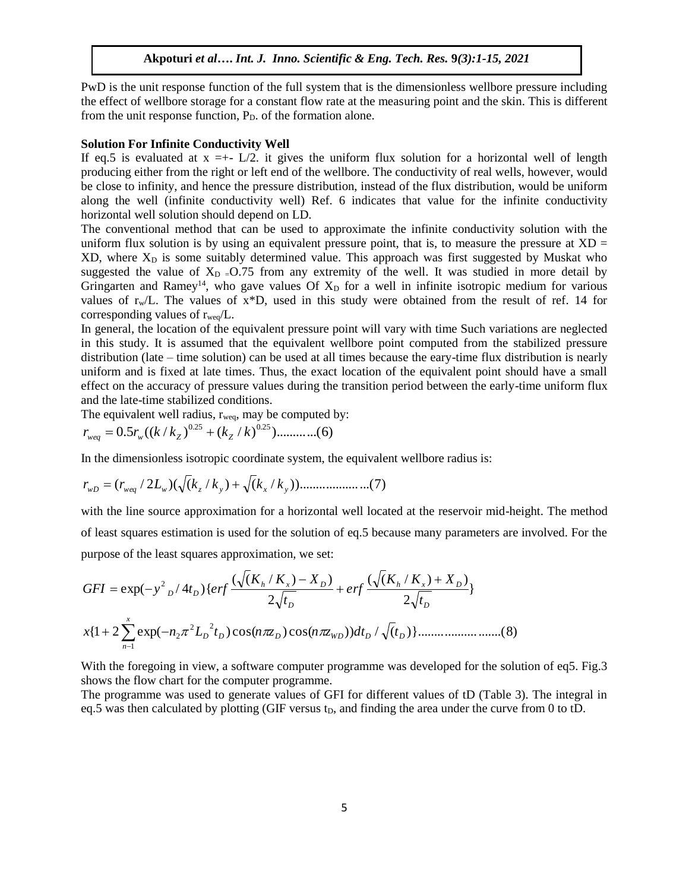PwD is the unit response function of the full system that is the dimensionless wellbore pressure including the effect of wellbore storage for a constant flow rate at the measuring point and the skin. This is different from the unit response function, $P_D$. of the formation alone.

**Solution For Infinite Conductivity Well**

If eq.5 is evaluated at x =+- L/2. it gives the uniform flux solution for a horizontal well of length producing either from the right or left end of the wellbore. The conductivity of real wells, however, would be close to infinity, and hence the pressure distribution, instead of the flux distribution, would be uniform along the well (infinite conductivity well) Ref. 6 indicates that value for the infinite conductivity horizontal well solution should depend on LD.

The conventional method that can be used to approximate the infinite conductivity solution with the uniform flux solution is by using an equivalent pressure point, that is, to measure the pressure at XD = XD, where $X_D$ is some suitably determined value. This approach was first suggested by Muskat who suggested the value of $X_D$ =O.75 from any extremity of the well. It was studied in more detail by Gringarten and Ramey[14], who gave values Of $X_D$ for a well in infinite isotropic medium for various values of $r_w/L$. The values of x*D, used in this study were obtained from the result of ref. 14 for corresponding values of $r_{weq}/L$.

In general, the location of the equivalent pressure point will vary with time Such variations are neglected in this study. It is assumed that the equivalent wellbore point computed from the stabilized pressure distribution (late – time solution) can be used at all times because the eary-time flux distribution is nearly uniform and is fixed at late times. Thus, the exact location of the equivalent point should have a small effect on the accuracy of pressure values during the transition period between the early-time uniform flux and the late-time stabilized conditions.

The equivalent well radius, $r_{weq}$, may be computed by:

$$r_{weq} = 0.5 r_w ((k/k_Z)^{0.25} + (k_Z/k)^{0.25}) \quad \text{..........(6)}$$

In the dimensionless isotropic coordinate system, the equivalent wellbore radius is:

$$r_{wD} = (r_{weq}/2L_w)(\sqrt{(k_z/k_y)} + \sqrt{(k_x/k_y)}) \quad \text{...................(7)}$$

with the line source approximation for a horizontal well located at the reservoir mid-height. The method of least squares estimation is used for the solution of eq.5 because many parameters are involved. For the purpose of the least squares approximation, we set:

$$GFI = \exp(-y^2{}_D/4t_D)\{erf\,\frac{(\sqrt{(K_h/K_x)} - X_D)}{2\sqrt{t_D}} + erf\,\frac{(\sqrt{(K_h/K_x)} + X_D)}{2\sqrt{t_D}}\}$$

$$x\{1 + 2\sum_{n-1}^{x} \exp(-n_2 \pi^2 L_D{}^2 t_D)\cos(n\pi z_D)\cos(n\pi z_{WD}))dt_D/\sqrt{(t_D)}\} \quad \text{......................(8)}$$

With the foregoing in view, a software computer programme was developed for the solution of eq5. Fig.3 shows the flow chart for the computer programme.

The programme was used to generate values of GFI for different values of tD (Table 3). The integral in eq.5 was then calculated by plotting (GIF versus $t_D$, and finding the area under the curve from 0 to tD.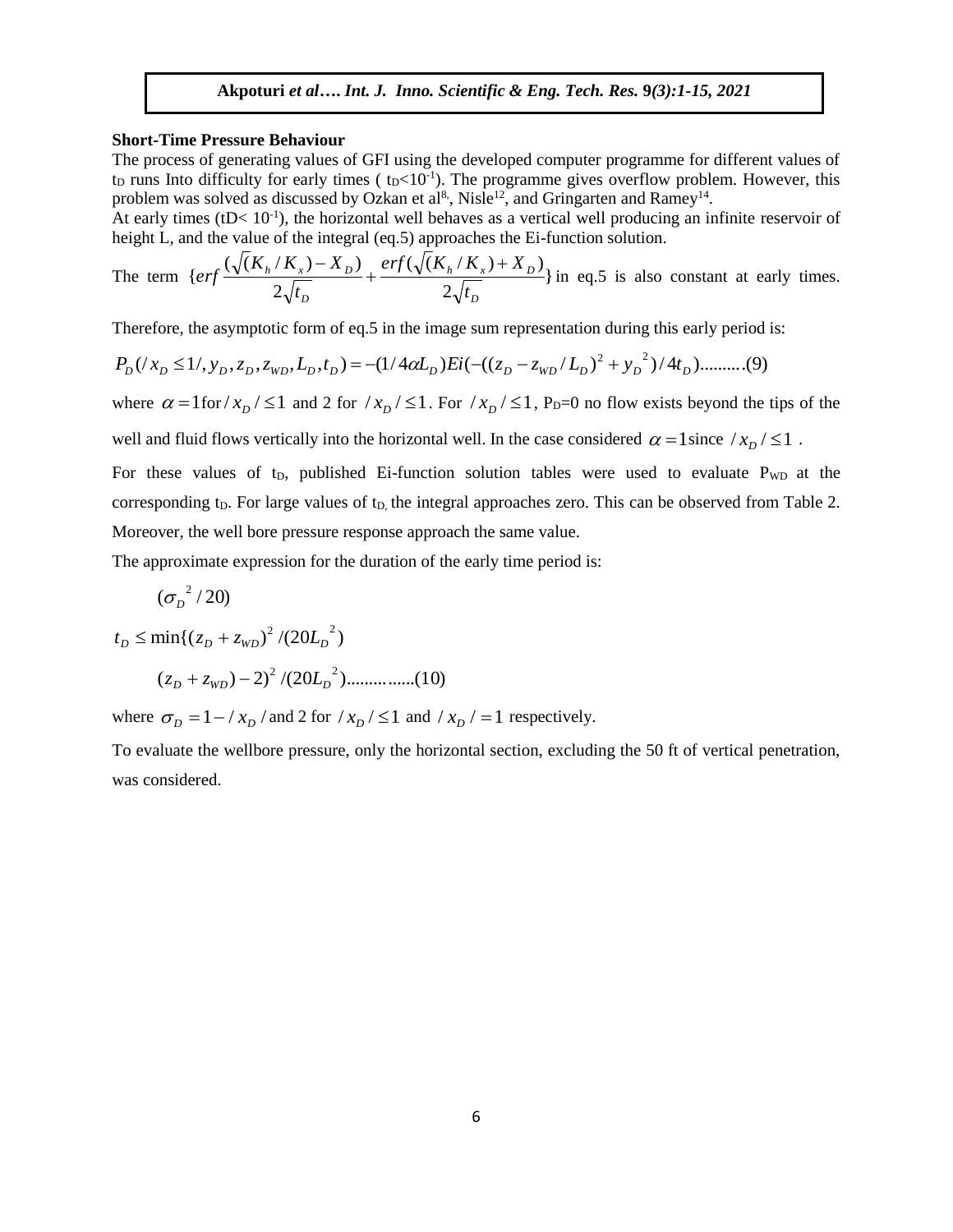**Short-Time Pressure Behaviour**

The process of generating values of GFI using the developed computer programme for different values of $t_D$ runs Into difficulty for early times ( $t_D<10^{-1}$). The programme gives overflow problem. However, this problem was solved as discussed by Ozkan et al[8], Nisle[12], and Gringarten and Ramey[14].

At early times ($t_D< 10^{-1}$), the horizontal well behaves as a vertical well producing an infinite reservoir of height L, and the value of the integral (eq.5) approaches the Ei-function solution.

The term $\{erf\frac{(\sqrt{(K_h/K_x)}-X_D)}{2\sqrt{t_D}}+\frac{erf(\sqrt{(K_h/K_x)}+X_D)}{2\sqrt{t_D}}\}$ in eq.5 is also constant at early times.

Therefore, the asymptotic form of eq.5 in the image sum representation during this early period is:

$$P_D(/x_D \leq 1/, y_D, z_D, z_{WD}, L_D, t_D) = -(1/4\alpha L_D)Ei(-((z_D - z_{WD}/L_D)^2 + y_D{}^2)/4t_D)..........(9)$$

where $\alpha = 1$for $/x_D/\leq 1$ and 2 for $/x_D/\leq 1$. For $/x_D/\leq 1$, $P_D$=0 no flow exists beyond the tips of the well and fluid flows vertically into the horizontal well. In the case considered $\alpha = 1$since $/x_D/\leq 1$ .

For these values of $t_D$, published Ei-function solution tables were used to evaluate $P_{WD}$ at the corresponding $t_D$. For large values of $t_D$, the integral approaches zero. This can be observed from Table 2. Moreover, the well bore pressure response approach the same value.

The approximate expression for the duration of the early time period is:

$$t_D \leq \min\{ \begin{array}{l} (\sigma_D{}^2/20) \\ (z_D + z_{WD})^2/(20L_D{}^2) \\ (z_D + z_{WD}) - 2)^2/(20L_D{}^2) \end{array} ...............(10)$$

where $\sigma_D = 1 - /x_D/$ and 2 for $/x_D/\leq 1$ and $/x_D/ = 1$ respectively.

To evaluate the wellbore pressure, only the horizontal section, excluding the 50 ft of vertical penetration, was considered.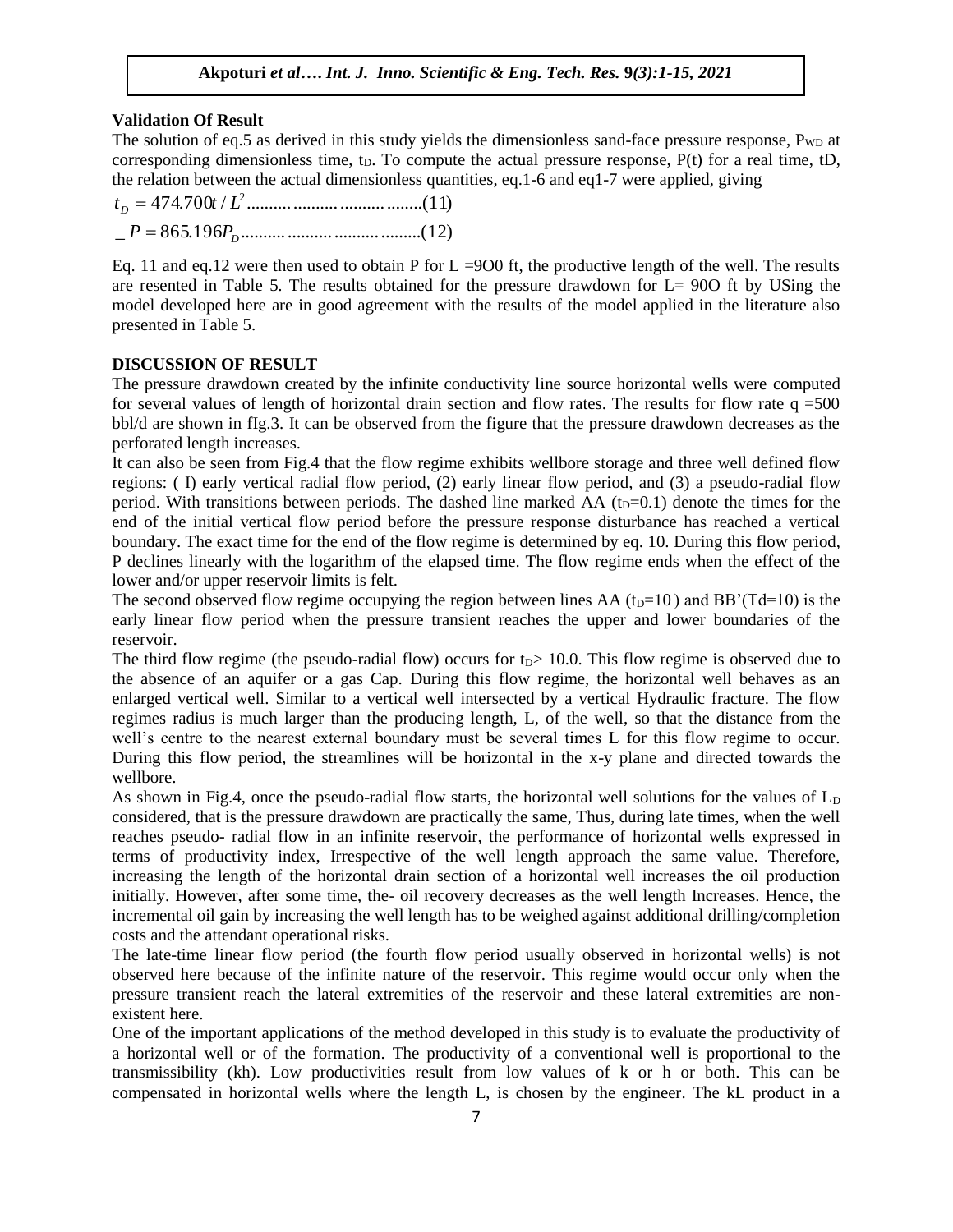**Validation Of Result**

The solution of eq.5 as derived in this study yields the dimensionless sand-face pressure response, $P_{WD}$ at corresponding dimensionless time, $t_D$. To compute the actual pressure response, P(t) for a real time, tD, the relation between the actual dimensionless quantities, eq.1-6 and eq1-7 were applied, giving

$$t_D = 474.700t / L^2 \text{.................................}(11)$$

$$\_P = 865.196P_D \text{.................................}(12)$$

Eq. 11 and eq.12 were then used to obtain P for L =9O0 ft, the productive length of the well. The results are resented in Table 5. The results obtained for the pressure drawdown for L= 90O ft by USing the model developed here are in good agreement with the results of the model applied in the literature also presented in Table 5.

**DISCUSSION OF RESULT**

The pressure drawdown created by the infinite conductivity line source horizontal wells were computed for several values of length of horizontal drain section and flow rates. The results for flow rate q =500 bbl/d are shown in fIg.3. It can be observed from the figure that the pressure drawdown decreases as the perforated length increases.

It can also be seen from Fig.4 that the flow regime exhibits wellbore storage and three well defined flow regions: ( I) early vertical radial flow period, (2) early linear flow period, and (3) a pseudo-radial flow period. With transitions between periods. The dashed line marked AA ($t_D$=0.1) denote the times for the end of the initial vertical flow period before the pressure response disturbance has reached a vertical boundary. The exact time for the end of the flow regime is determined by eq. 10. During this flow period, P declines linearly with the logarithm of the elapsed time. The flow regime ends when the effect of the lower and/or upper reservoir limits is felt.

The second observed flow regime occupying the region between lines AA ($t_D$=10 ) and BB'(Td=10) is the early linear flow period when the pressure transient reaches the upper and lower boundaries of the reservoir.

The third flow regime (the pseudo-radial flow) occurs for $t_D$> 10.0. This flow regime is observed due to the absence of an aquifer or a gas Cap. During this flow regime, the horizontal well behaves as an enlarged vertical well. Similar to a vertical well intersected by a vertical Hydraulic fracture. The flow regimes radius is much larger than the producing length, L, of the well, so that the distance from the well's centre to the nearest external boundary must be several times L for this flow regime to occur. During this flow period, the streamlines will be horizontal in the x-y plane and directed towards the wellbore.

As shown in Fig.4, once the pseudo-radial flow starts, the horizontal well solutions for the values of $L_D$ considered, that is the pressure drawdown are practically the same, Thus, during late times, when the well reaches pseudo- radial flow in an infinite reservoir, the performance of horizontal wells expressed in terms of productivity index, Irrespective of the well length approach the same value. Therefore, increasing the length of the horizontal drain section of a horizontal well increases the oil production initially. However, after some time, the- oil recovery decreases as the well length Increases. Hence, the incremental oil gain by increasing the well length has to be weighed against additional drilling/completion costs and the attendant operational risks.

The late-time linear flow period (the fourth flow period usually observed in horizontal wells) is not observed here because of the infinite nature of the reservoir. This regime would occur only when the pressure transient reach the lateral extremities of the reservoir and these lateral extremities are non-existent here.

One of the important applications of the method developed in this study is to evaluate the productivity of a horizontal well or of the formation. The productivity of a conventional well is proportional to the transmissibility (kh). Low productivities result from low values of k or h or both. This can be compensated in horizontal wells where the length L, is chosen by the engineer. The kL product in a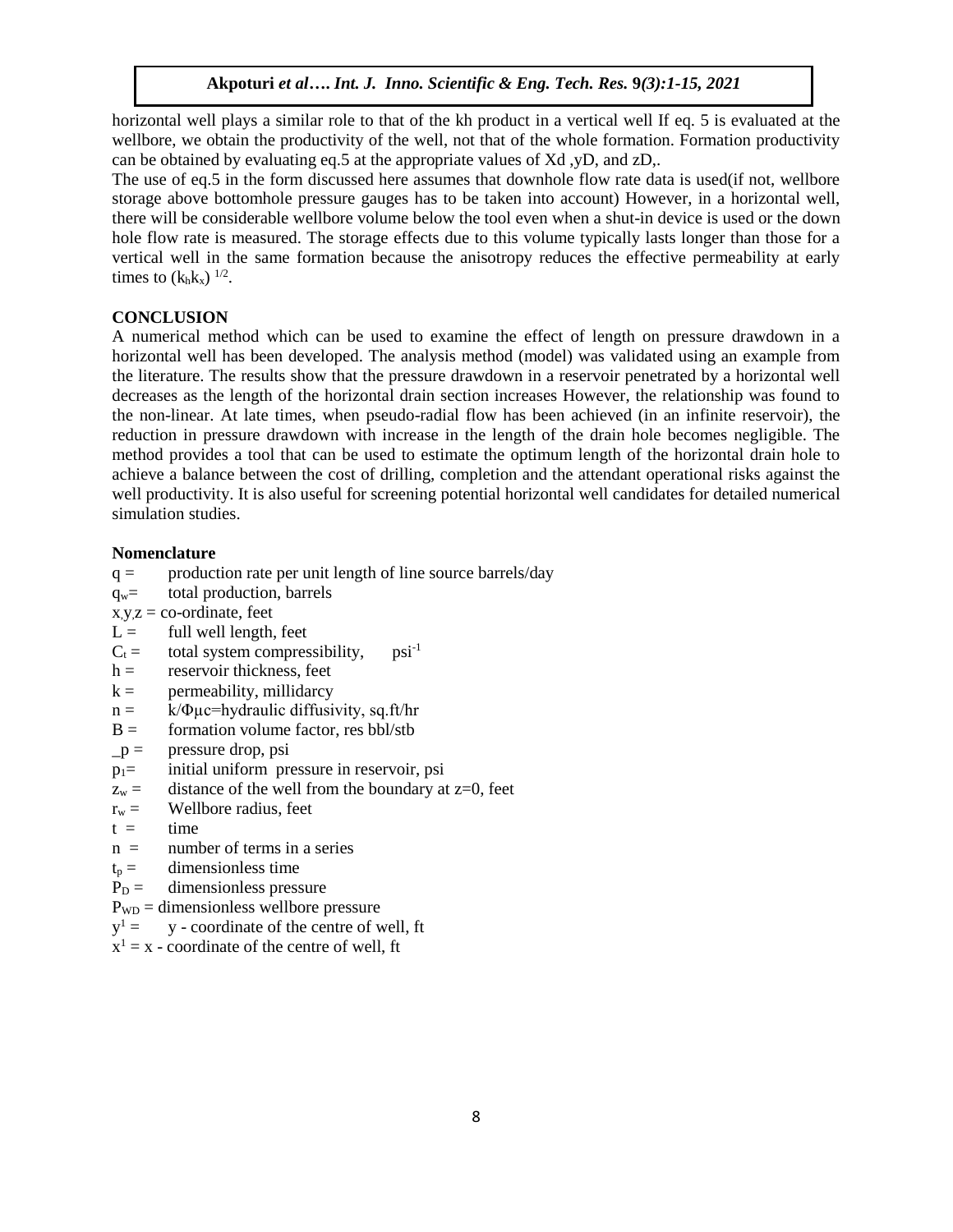horizontal well plays a similar role to that of the kh product in a vertical well If eq. 5 is evaluated at the wellbore, we obtain the productivity of the well, not that of the whole formation. Formation productivity can be obtained by evaluating eq.5 at the appropriate values of Xd ,yD, and zD,.

The use of eq.5 in the form discussed here assumes that downhole flow rate data is used(if not, wellbore storage above bottomhole pressure gauges has to be taken into account) However, in a horizontal well, there will be considerable wellbore volume below the tool even when a shut-in device is used or the down hole flow rate is measured. The storage effects due to this volume typically lasts longer than those for a vertical well in the same formation because the anisotropy reduces the effective permeability at early times to $(k_h k_x)^{1/2}$.

## CONCLUSION

A numerical method which can be used to examine the effect of length on pressure drawdown in a horizontal well has been developed. The analysis method (model) was validated using an example from the literature. The results show that the pressure drawdown in a reservoir penetrated by a horizontal well decreases as the length of the horizontal drain section increases However, the relationship was found to the non-linear. At late times, when pseudo-radial flow has been achieved (in an infinite reservoir), the reduction in pressure drawdown with increase in the length of the drain hole becomes negligible. The method provides a tool that can be used to estimate the optimum length of the horizontal drain hole to achieve a balance between the cost of drilling, completion and the attendant operational risks against the well productivity. It is also useful for screening potential horizontal well candidates for detailed numerical simulation studies.

### Nomenclature

$q$ = production rate per unit length of line source barrels/day
$q_w$ = total production, barrels
$x, y, z$ = co-ordinate, feet
$L$ = full well length, feet
$C_t$ = total system compressibility, $psi^{-1}$
$h$ = reservoir thickness, feet
$k$ = permeability, millidarcy
$n$ = $k/\Phi\mu c$=hydraulic diffusivity, sq.ft/hr
$B$ = formation volume factor, res bbl/stb
_p = pressure drop, psi
$p_1$ = initial uniform pressure in reservoir, psi
$z_w$ = distance of the well from the boundary at z=0, feet
$r_w$ = Wellbore radius, feet
$t$ = time
$n$ = number of terms in a series
$t_p$ = dimensionless time
$P_D$ = dimensionless pressure
$P_{WD}$ = dimensionless wellbore pressure
$y^1$ = y - coordinate of the centre of well, ft
$x^1$ = x - coordinate of the centre of well, ft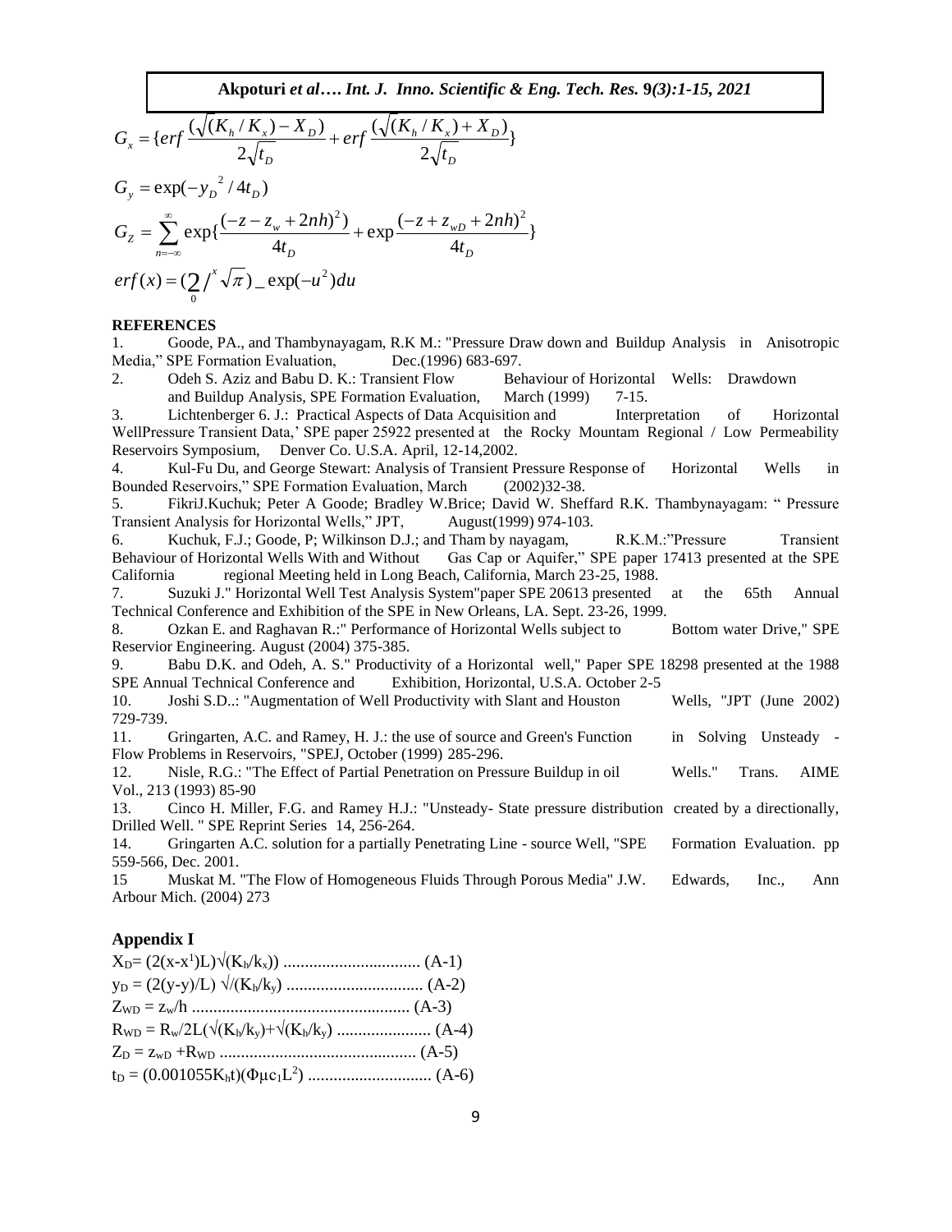$$G_x = \{erf\frac{(\sqrt{(K_h/K_x)} - X_D)}{2\sqrt{t_D}} + erf\frac{(\sqrt{(K_h/K_x)} + X_D)}{2\sqrt{t_D}}\}$$

$$G_y = \exp(-y_D{}^2/4t_D)$$

$$G_Z = \sum_{n=-\infty}^{\infty} \exp\{\frac{(-z - z_w + 2nh)^2)}{4t_D} + \exp\frac{(-z + z_{wD} + 2nh)^2}{4t_D}\}$$

$$erf(x) = (2/\int_0^x \sqrt{\pi})\_\exp(-u^2)du$$

## REFERENCES

1. Goode, PA., and Thambynayagam, R.K M.: "Pressure Draw down and Buildup Analysis in Anisotropic Media," SPE Formation Evaluation, Dec.(1996) 683-697.
2. Odeh S. Aziz and Babu D. K.: Transient Flow Behaviour of Horizontal Wells: Drawdown and Buildup Analysis, SPE Formation Evaluation, March (1999) 7-15.
3. Lichtenberger 6. J.: Practical Aspects of Data Acquisition and Interpretation of Horizontal WellPressure Transient Data,' SPE paper 25922 presented at the Rocky Mountam Regional / Low Permeability Reservoirs Symposium, Denver Co. U.S.A. April, 12-14,2002.
4. Kul-Fu Du, and George Stewart: Analysis of Transient Pressure Response of Horizontal Wells in Bounded Reservoirs," SPE Formation Evaluation, March (2002)32-38.
5. FikriJ.Kuchuk; Peter A Goode; Bradley W.Brice; David W. Sheffard R.K. Thambynayagam: " Pressure Transient Analysis for Horizontal Wells," JPT, August(1999) 974-103.
6. Kuchuk, F.J.; Goode, P; Wilkinson D.J.; and Tham by nayagam, R.K.M.:"Pressure Transient Behaviour of Horizontal Wells With and Without Gas Cap or Aquifer," SPE paper 17413 presented at the SPE California regional Meeting held in Long Beach, California, March 23-25, 1988.
7. Suzuki J." Horizontal Well Test Analysis System"paper SPE 20613 presented at the 65th Annual Technical Conference and Exhibition of the SPE in New Orleans, LA. Sept. 23-26, 1999.
8. Ozkan E. and Raghavan R.:" Performance of Horizontal Wells subject to Bottom water Drive," SPE Reservior Engineering. August (2004) 375-385.
9. Babu D.K. and Odeh, A. S." Productivity of a Horizontal well," Paper SPE 18298 presented at the 1988 SPE Annual Technical Conference and Exhibition, Horizontal, U.S.A. October 2-5
10. Joshi S.D..: "Augmentation of Well Productivity with Slant and Houston Wells, "JPT (June 2002) 729-739.
11. Gringarten, A.C. and Ramey, H. J.: the use of source and Green's Function in Solving Unsteady - Flow Problems in Reservoirs, "SPEJ, October (1999) 285-296.
12. Nisle, R.G.: "The Effect of Partial Penetration on Pressure Buildup in oil Wells." Trans. AIME Vol., 213 (1993) 85-90
13. Cinco H. Miller, F.G. and Ramey H.J.: "Unsteady- State pressure distribution created by a directionally, Drilled Well. " SPE Reprint Series 14, 256-264.
14. Gringarten A.C. solution for a partially Penetrating Line - source Well, "SPE Formation Evaluation. pp 559-566, Dec. 2001.
15. Muskat M. "The Flow of Homogeneous Fluids Through Porous Media" J.W. Edwards, Inc., Ann Arbour Mich. (2004) 273

## Appendix I

$X_D = (2(x-x^1)L)\sqrt{(K_h/k_x)}$ ................................ (A-1)

$y_D = (2(y-y)/L)\sqrt{/(K_h/k_y)}$ ................................ (A-2)

$Z_{WD} = z_w/h$ .................................................. (A-3)

$R_{WD} = R_w/2L(\sqrt{(K_h/k_y)}+\sqrt{(K_h/k_y)}$ ...................... (A-4)

$Z_D = z_{wD} + R_{WD}$ ............................................. (A-5)

$t_D = (0.001055K_h t)(\Phi\mu c_1 L^2)$ ............................ (A-6)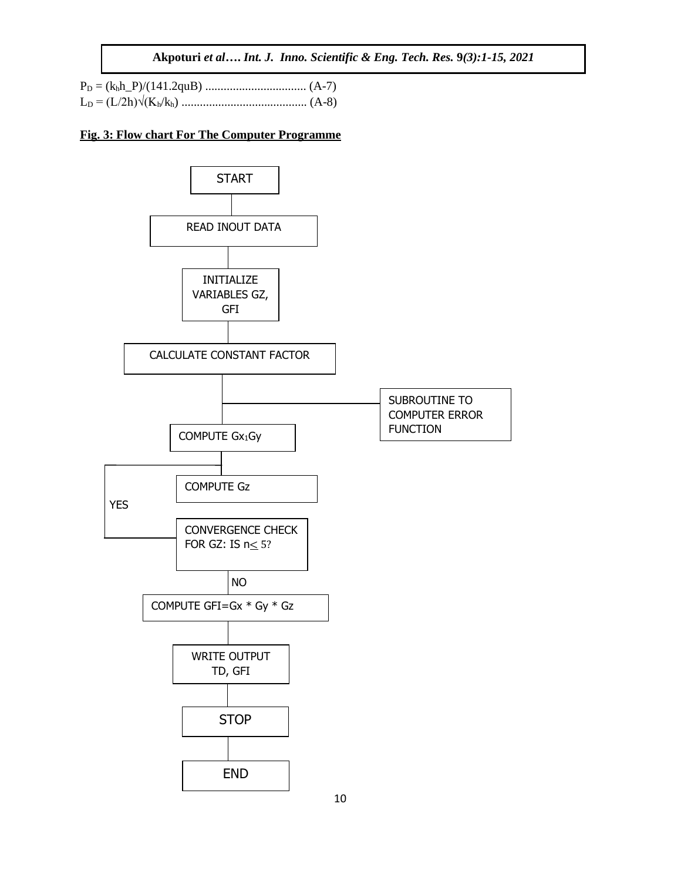$$P_D = (k_h h\_P)/(141.2quB) \text{ ................................. (A-7)}$$

$$L_D = (L/2h)\sqrt{(K_h/k_h)} \text{ ......................................... (A-8)}$$

**Fig. 3: Flow chart For The Computer Programme**

START

READ INOUT DATA

INITIALIZE VARIABLES GZ, GFI

CALCULATE CONSTANT FACTOR

SUBROUTINE TO COMPUTER ERROR FUNCTION

COMPUTE $Gx_1Gy$

COMPUTE Gz

YES

CONVERGENCE CHECK FOR GZ: IS $n \leq 5$?

NO

COMPUTE GFI=Gx * Gy * Gz

WRITE OUTPUT TD, GFI

STOP

END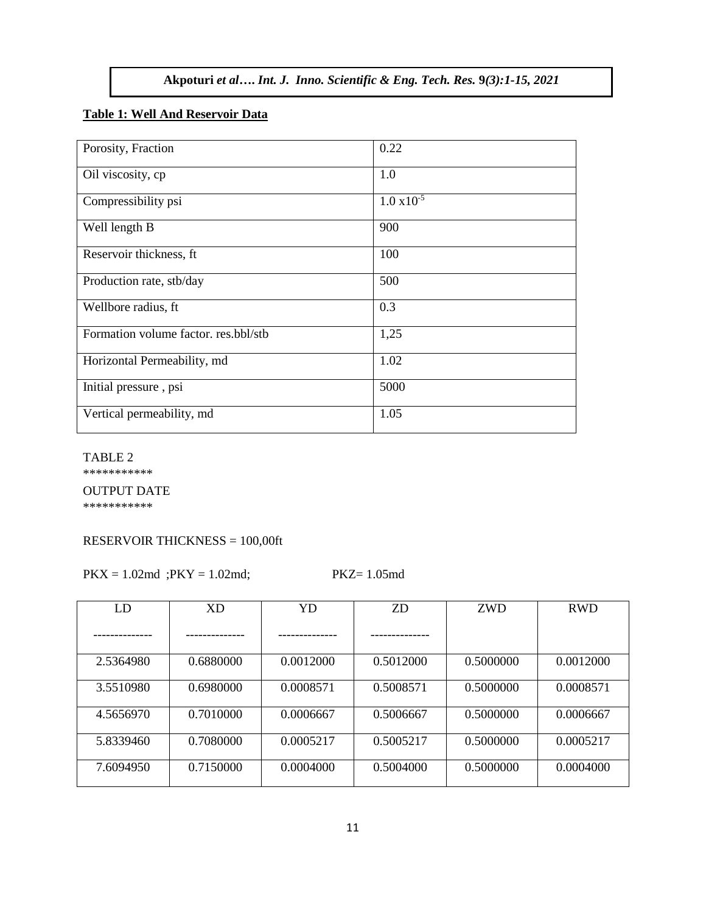**Table 1: Well And Reservoir Data**

| | |
|---|---|
| Porosity, Fraction | 0.22 |
| Oil viscosity, cp | 1.0 |
| Compressibility psi | $1.0 \times 10^{-5}$ |
| Well length B | 900 |
| Reservoir thickness, ft | 100 |
| Production rate, stb/day | 500 |
| Wellbore radius, ft | 0.3 |
| Formation volume factor. res.bbl/stb | 1,25 |
| Horizontal Permeability, md | 1.02 |
| Initial pressure , psi | 5000 |
| Vertical permeability, md | 1.05 |

TABLE 2

***********

OUTPUT DATE

***********

RESERVOIR THICKNESS = 100,00ft

PKX = 1.02md ;PKY = 1.02md; PKZ= 1.05md

| LD<br>-------------- | XD<br>-------------- | YD<br>-------------- | ZD<br>-------------- | ZWD | RWD |
|---|---|---|---|---|---|
| 2.5364980 | 0.6880000 | 0.0012000 | 0.5012000 | 0.5000000 | 0.0012000 |
| 3.5510980 | 0.6980000 | 0.0008571 | 0.5008571 | 0.5000000 | 0.0008571 |
| 4.5656970 | 0.7010000 | 0.0006667 | 0.5006667 | 0.5000000 | 0.0006667 |
| 5.8339460 | 0.7080000 | 0.0005217 | 0.5005217 | 0.5000000 | 0.0005217 |
| 7.6094950 | 0.7150000 | 0.0004000 | 0.5004000 | 0.5000000 | 0.0004000 |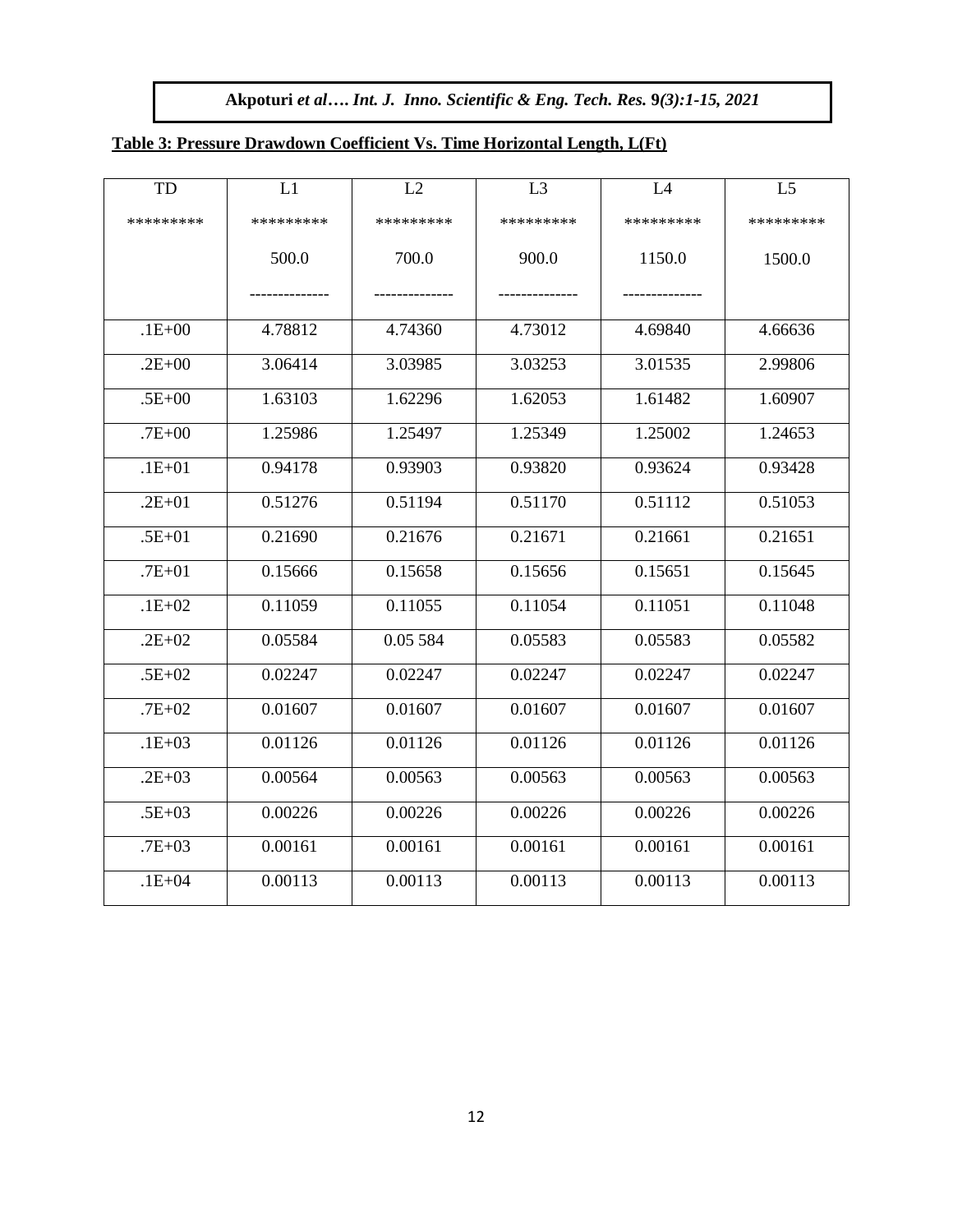**Table 3: Pressure Drawdown Coefficient Vs. Time Horizontal Length, L(Ft)**

| TD | L1 | L2 | L3 | L4 | L5 |
|---|---|---|---|---|---|
| ********* | ********* | ********* | ********* | ********* | ********* |
| | 500.0 | 700.0 | 900.0 | 1150.0 | 1500.0 |
| | -------------- | -------------- | -------------- | -------------- | |
| .1E+00 | 4.78812 | 4.74360 | 4.73012 | 4.69840 | 4.66636 |
| .2E+00 | 3.06414 | 3.03985 | 3.03253 | 3.01535 | 2.99806 |
| .5E+00 | 1.63103 | 1.62296 | 1.62053 | 1.61482 | 1.60907 |
| .7E+00 | 1.25986 | 1.25497 | 1.25349 | 1.25002 | 1.24653 |
| .1E+01 | 0.94178 | 0.93903 | 0.93820 | 0.93624 | 0.93428 |
| .2E+01 | 0.51276 | 0.51194 | 0.51170 | 0.51112 | 0.51053 |
| .5E+01 | 0.21690 | 0.21676 | 0.21671 | 0.21661 | 0.21651 |
| .7E+01 | 0.15666 | 0.15658 | 0.15656 | 0.15651 | 0.15645 |
| .1E+02 | 0.11059 | 0.11055 | 0.11054 | 0.11051 | 0.11048 |
| .2E+02 | 0.05584 | 0.05 584 | 0.05583 | 0.05583 | 0.05582 |
| .5E+02 | 0.02247 | 0.02247 | 0.02247 | 0.02247 | 0.02247 |
| .7E+02 | 0.01607 | 0.01607 | 0.01607 | 0.01607 | 0.01607 |
| .1E+03 | 0.01126 | 0.01126 | 0.01126 | 0.01126 | 0.01126 |
| .2E+03 | 0.00564 | 0.00563 | 0.00563 | 0.00563 | 0.00563 |
| .5E+03 | 0.00226 | 0.00226 | 0.00226 | 0.00226 | 0.00226 |
| .7E+03 | 0.00161 | 0.00161 | 0.00161 | 0.00161 | 0.00161 |
| .1E+04 | 0.00113 | 0.00113 | 0.00113 | 0.00113 | 0.00113 |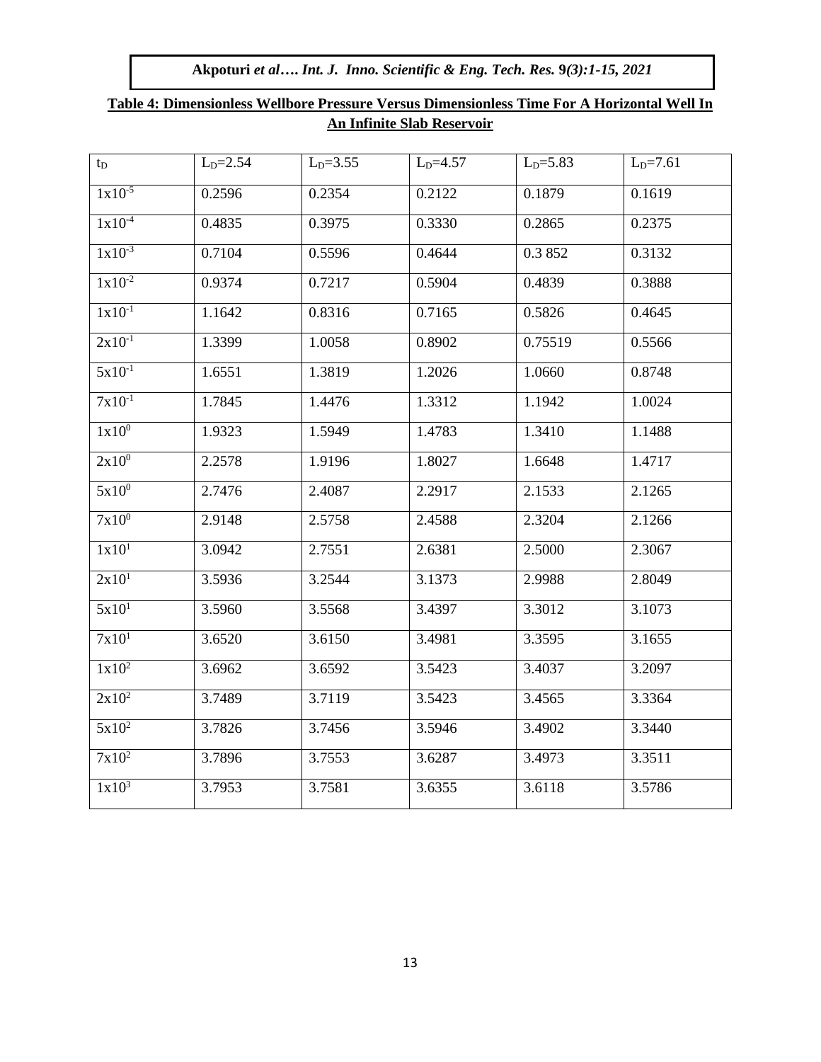**Table 4: Dimensionless Wellbore Pressure Versus Dimensionless Time For A Horizontal Well In An Infinite Slab Reservoir**

| $t_D$ | $L_D$=2.54 | $L_D$=3.55 | $L_D$=4.57 | $L_D$=5.83 | $L_D$=7.61 |
|---|---|---|---|---|---|
| $1x10^{-5}$ | 0.2596 | 0.2354 | 0.2122 | 0.1879 | 0.1619 |
| $1x10^{-4}$ | 0.4835 | 0.3975 | 0.3330 | 0.2865 | 0.2375 |
| $1x10^{-3}$ | 0.7104 | 0.5596 | 0.4644 | 0.3 852 | 0.3132 |
| $1x10^{-2}$ | 0.9374 | 0.7217 | 0.5904 | 0.4839 | 0.3888 |
| $1x10^{-1}$ | 1.1642 | 0.8316 | 0.7165 | 0.5826 | 0.4645 |
| $2x10^{-1}$ | 1.3399 | 1.0058 | 0.8902 | 0.75519 | 0.5566 |
| $5x10^{-1}$ | 1.6551 | 1.3819 | 1.2026 | 1.0660 | 0.8748 |
| $7x10^{-1}$ | 1.7845 | 1.4476 | 1.3312 | 1.1942 | 1.0024 |
| $1x10^{0}$ | 1.9323 | 1.5949 | 1.4783 | 1.3410 | 1.1488 |
| $2x10^{0}$ | 2.2578 | 1.9196 | 1.8027 | 1.6648 | 1.4717 |
| $5x10^{0}$ | 2.7476 | 2.4087 | 2.2917 | 2.1533 | 2.1265 |
| $7x10^{0}$ | 2.9148 | 2.5758 | 2.4588 | 2.3204 | 2.1266 |
| $1x10^{1}$ | 3.0942 | 2.7551 | 2.6381 | 2.5000 | 2.3067 |
| $2x10^{1}$ | 3.5936 | 3.2544 | 3.1373 | 2.9988 | 2.8049 |
| $5x10^{1}$ | 3.5960 | 3.5568 | 3.4397 | 3.3012 | 3.1073 |
| $7x10^{1}$ | 3.6520 | 3.6150 | 3.4981 | 3.3595 | 3.1655 |
| $1x10^{2}$ | 3.6962 | 3.6592 | 3.5423 | 3.4037 | 3.2097 |
| $2x10^{2}$ | 3.7489 | 3.7119 | 3.5423 | 3.4565 | 3.3364 |
| $5x10^{2}$ | 3.7826 | 3.7456 | 3.5946 | 3.4902 | 3.3440 |
| $7x10^{2}$ | 3.7896 | 3.7553 | 3.6287 | 3.4973 | 3.3511 |
| $1x10^{3}$ | 3.7953 | 3.7581 | 3.6355 | 3.6118 | 3.5786 |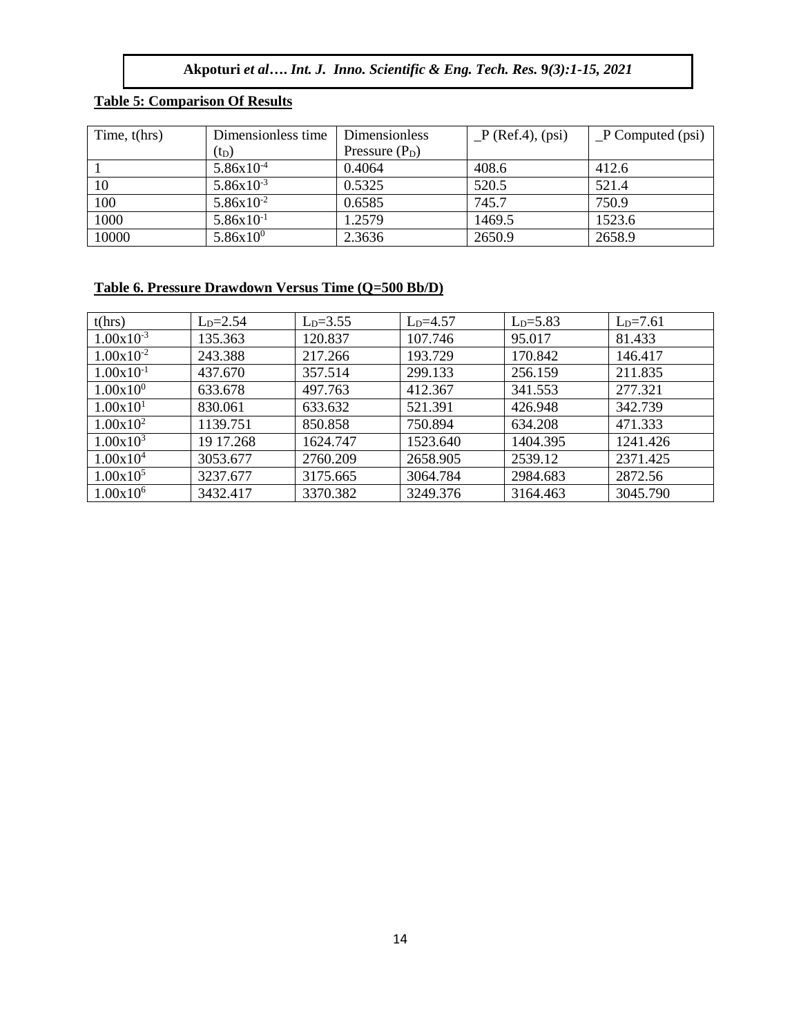**Table 5: Comparison Of Results**

| Time, t(hrs) | Dimensionless time ($t_D$) | Dimensionless Pressure ($P_D$) | _P (Ref.4), (psi) | _P Computed (psi) |
|---|---|---|---|---|
| 1 | $5.86x10^{-4}$ | 0.4064 | 408.6 | 412.6 |
| 10 | $5.86x10^{-3}$ | 0.5325 | 520.5 | 521.4 |
| 100 | $5.86x10^{-2}$ | 0.6585 | 745.7 | 750.9 |
| 1000 | $5.86x10^{-1}$ | 1.2579 | 1469.5 | 1523.6 |
| 10000 | $5.86x10^{0}$ | 2.3636 | 2650.9 | 2658.9 |

**Table 6. Pressure Drawdown Versus Time (Q=500 Bb/D)**

| t(hrs) | $L_D$=2.54 | $L_D$=3.55 | $L_D$=4.57 | $L_D$=5.83 | $L_D$=7.61 |
|---|---|---|---|---|---|
| $1.00x10^{-3}$ | 135.363 | 120.837 | 107.746 | 95.017 | 81.433 |
| $1.00x10^{-2}$ | 243.388 | 217.266 | 193.729 | 170.842 | 146.417 |
| $1.00x10^{-1}$ | 437.670 | 357.514 | 299.133 | 256.159 | 211.835 |
| $1.00x10^{0}$ | 633.678 | 497.763 | 412.367 | 341.553 | 277.321 |
| $1.00x10^{1}$ | 830.061 | 633.632 | 521.391 | 426.948 | 342.739 |
| $1.00x10^{2}$ | 1139.751 | 850.858 | 750.894 | 634.208 | 471.333 |
| $1.00x10^{3}$ | 19 17.268 | 1624.747 | 1523.640 | 1404.395 | 1241.426 |
| $1.00x10^{4}$ | 3053.677 | 2760.209 | 2658.905 | 2539.12 | 2371.425 |
| $1.00x10^{5}$ | 3237.677 | 3175.665 | 3064.784 | 2984.683 | 2872.56 |
| $1.00x10^{6}$ | 3432.417 | 3370.382 | 3249.376 | 3164.463 | 3045.790 |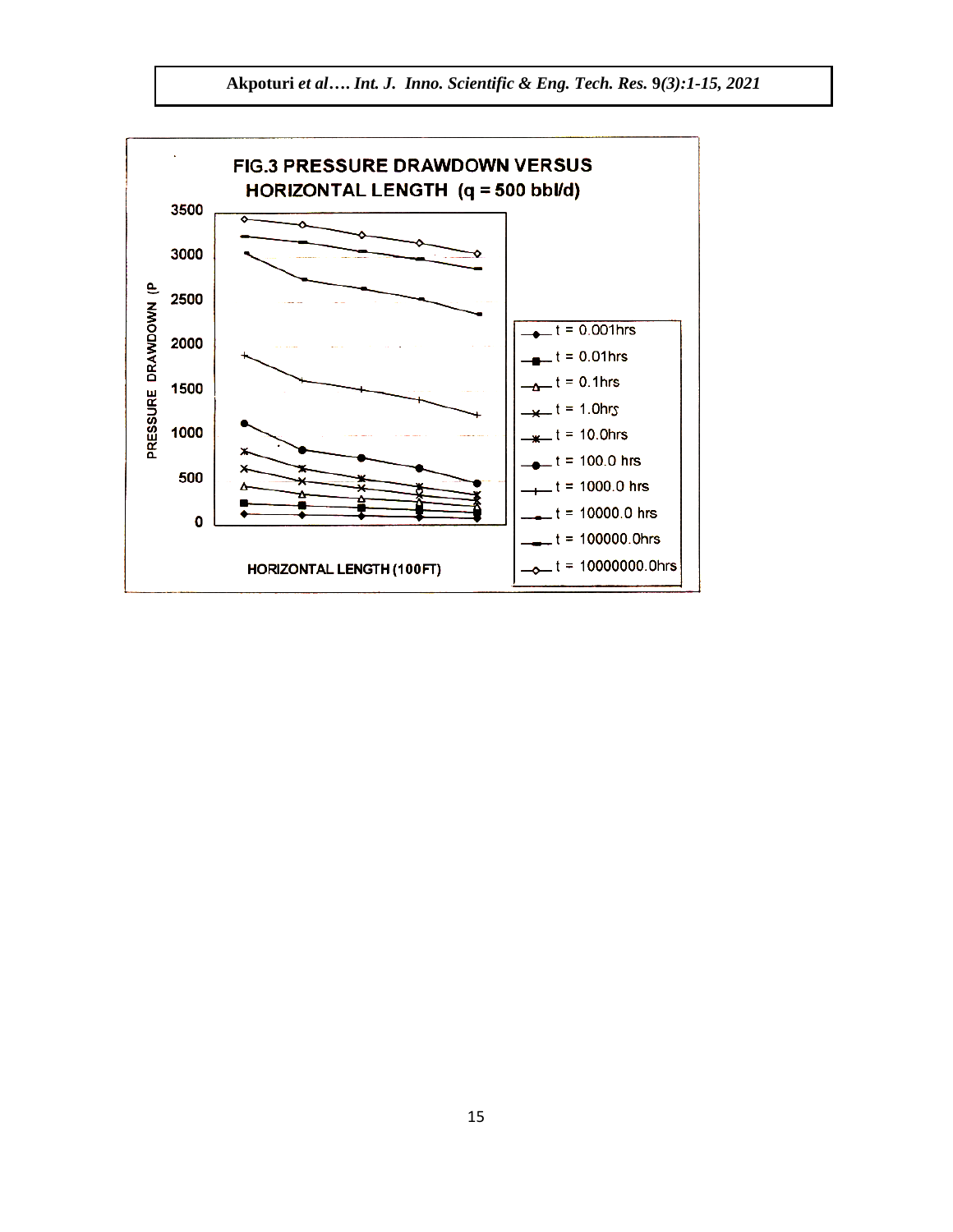**FIG.3 PRESSURE DRAWDOWN VERSUS HORIZONTAL LENGTH (q = 500 bbl/d)**

PRESSURE DRAWDOWN (P

3500
3000
2500
2000
1500
1000
500
0

HORIZONTAL LENGTH (100FT)

t = 0.001hrs
t = 0.01hrs
t = 0.1hrs
t = 1.0hrs
t = 10.0hrs
t = 100.0 hrs
t = 1000.0 hrs
t = 10000.0 hrs
t = 100000.0hrs
t = 10000000.0hrs